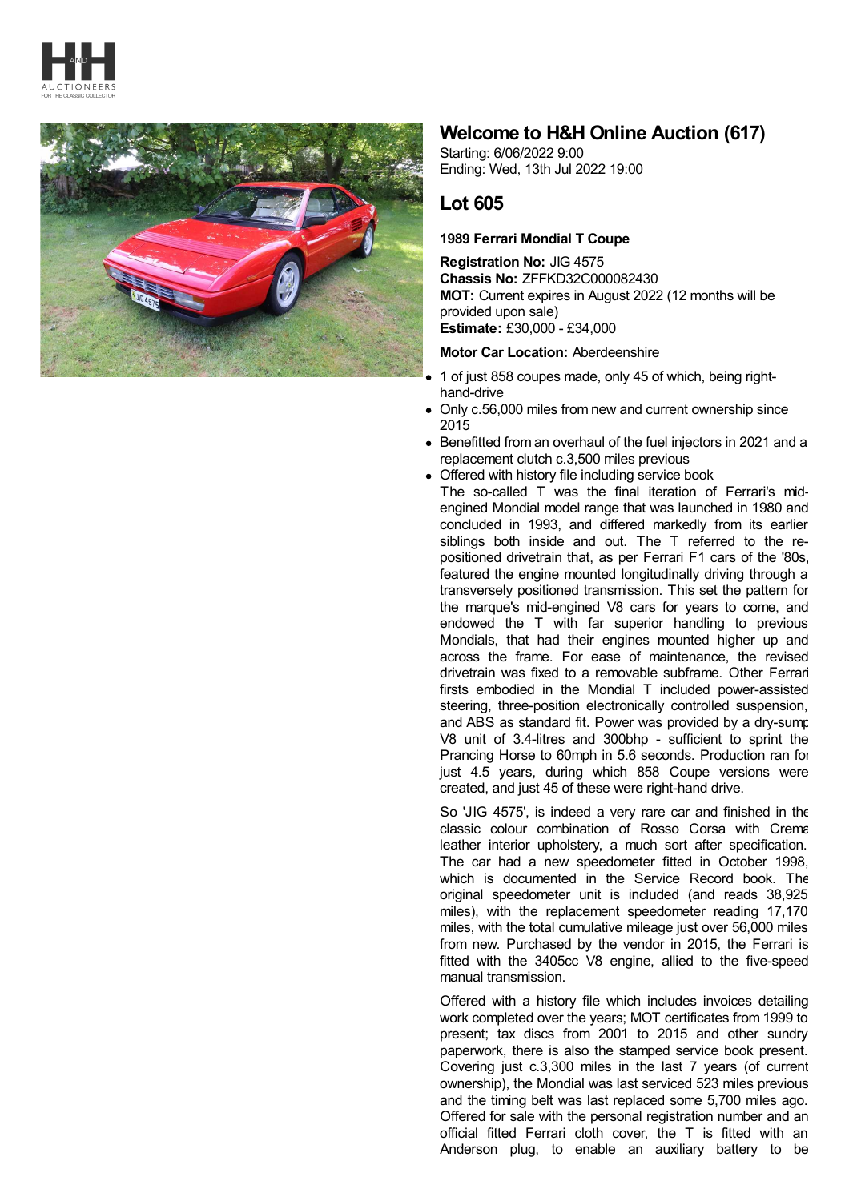# Welcome to H&H Online Auction (617)

Starting: 6/06/2022 9:00
Ending: Wed, 13th Jul 2022 19:00

## Lot 605

### 1989 Ferrari Mondial T Coupe

**Registration No:** JIG 4575
**Chassis No:** ZFFKD32C000082430
**MOT:** Current expires in August 2022 (12 months will be provided upon sale)
**Estimate:** £30,000 - £34,000

**Motor Car Location:** Aberdeenshire

- 1 of just 858 coupes made, only 45 of which, being right-hand-drive
- Only c.56,000 miles from new and current ownership since 2015
- Benefitted from an overhaul of the fuel injectors in 2021 and a replacement clutch c.3,500 miles previous
- Offered with history file including service book

The so-called T was the final iteration of Ferrari's mid-engined Mondial model range that was launched in 1980 and concluded in 1993, and differed markedly from its earlier siblings both inside and out. The T referred to the re-positioned drivetrain that, as per Ferrari F1 cars of the '80s, featured the engine mounted longitudinally driving through a transversely positioned transmission. This set the pattern for the marque's mid-engined V8 cars for years to come, and endowed the T with far superior handling to previous Mondials, that had their engines mounted higher up and across the frame. For ease of maintenance, the revised drivetrain was fixed to a removable subframe. Other Ferrari firsts embodied in the Mondial T included power-assisted steering, three-position electronically controlled suspension, and ABS as standard fit. Power was provided by a dry-sump V8 unit of 3.4-litres and 300bhp - sufficient to sprint the Prancing Horse to 60mph in 5.6 seconds. Production ran for just 4.5 years, during which 858 Coupe versions were created, and just 45 of these were right-hand drive.

So 'JIG 4575', is indeed a very rare car and finished in the classic colour combination of Rosso Corsa with Crema leather interior upholstery, a much sort after specification. The car had a new speedometer fitted in October 1998, which is documented in the Service Record book. The original speedometer unit is included (and reads 38,925 miles), with the replacement speedometer reading 17,170 miles, with the total cumulative mileage just over 56,000 miles from new. Purchased by the vendor in 2015, the Ferrari is fitted with the 3405cc V8 engine, allied to the five-speed manual transmission.

Offered with a history file which includes invoices detailing work completed over the years; MOT certificates from 1999 to present; tax discs from 2001 to 2015 and other sundry paperwork, there is also the stamped service book present. Covering just c.3,300 miles in the last 7 years (of current ownership), the Mondial was last serviced 523 miles previous and the timing belt was last replaced some 5,700 miles ago. Offered for sale with the personal registration number and an official fitted Ferrari cloth cover, the T is fitted with an Anderson plug, to enable an auxiliary battery to be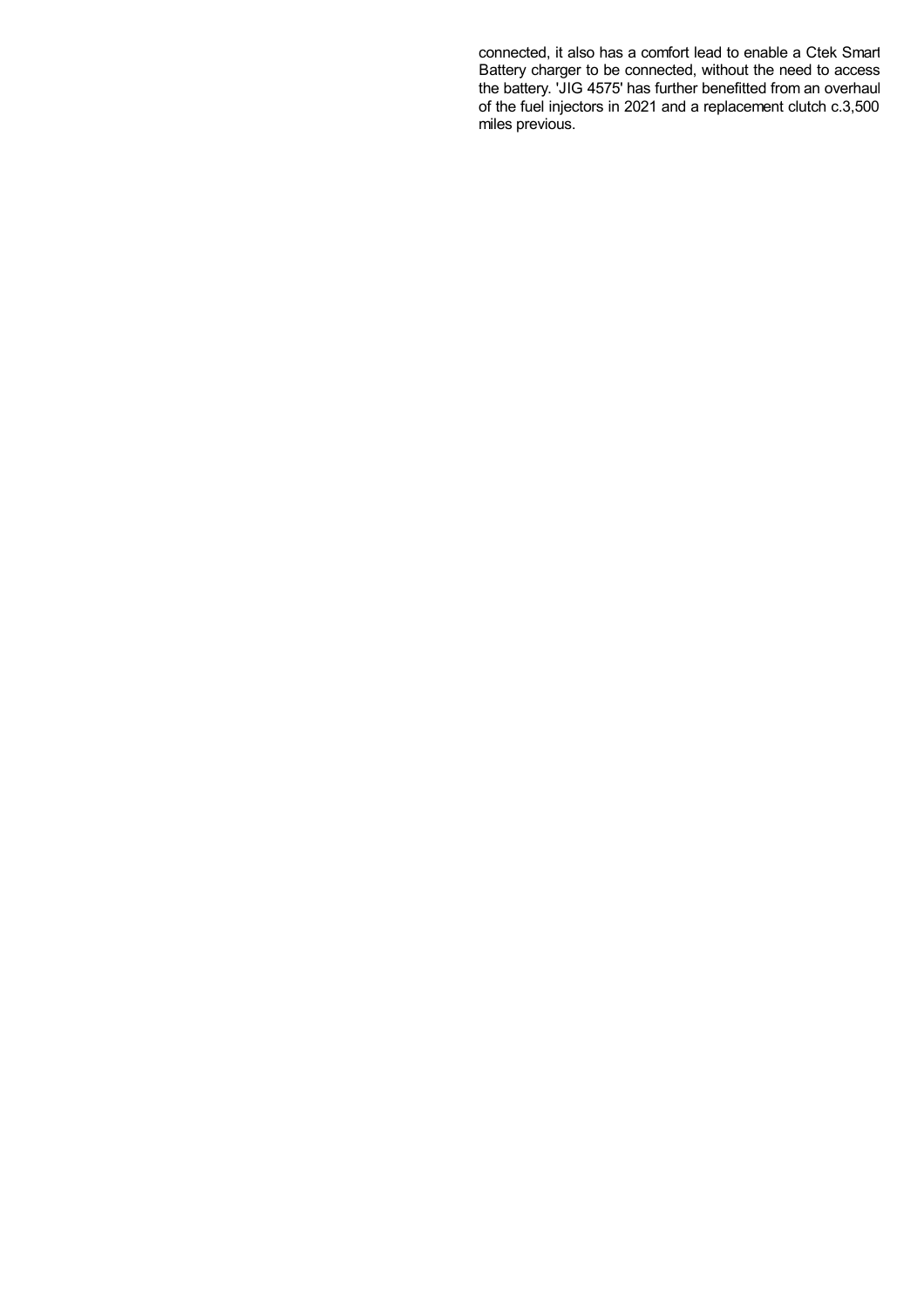connected, it also has a comfort lead to enable a Ctek Smart Battery charger to be connected, without the need to access the battery. 'JIG 4575' has further benefitted from an overhaul of the fuel injectors in 2021 and a replacement clutch c.3,500 miles previous.